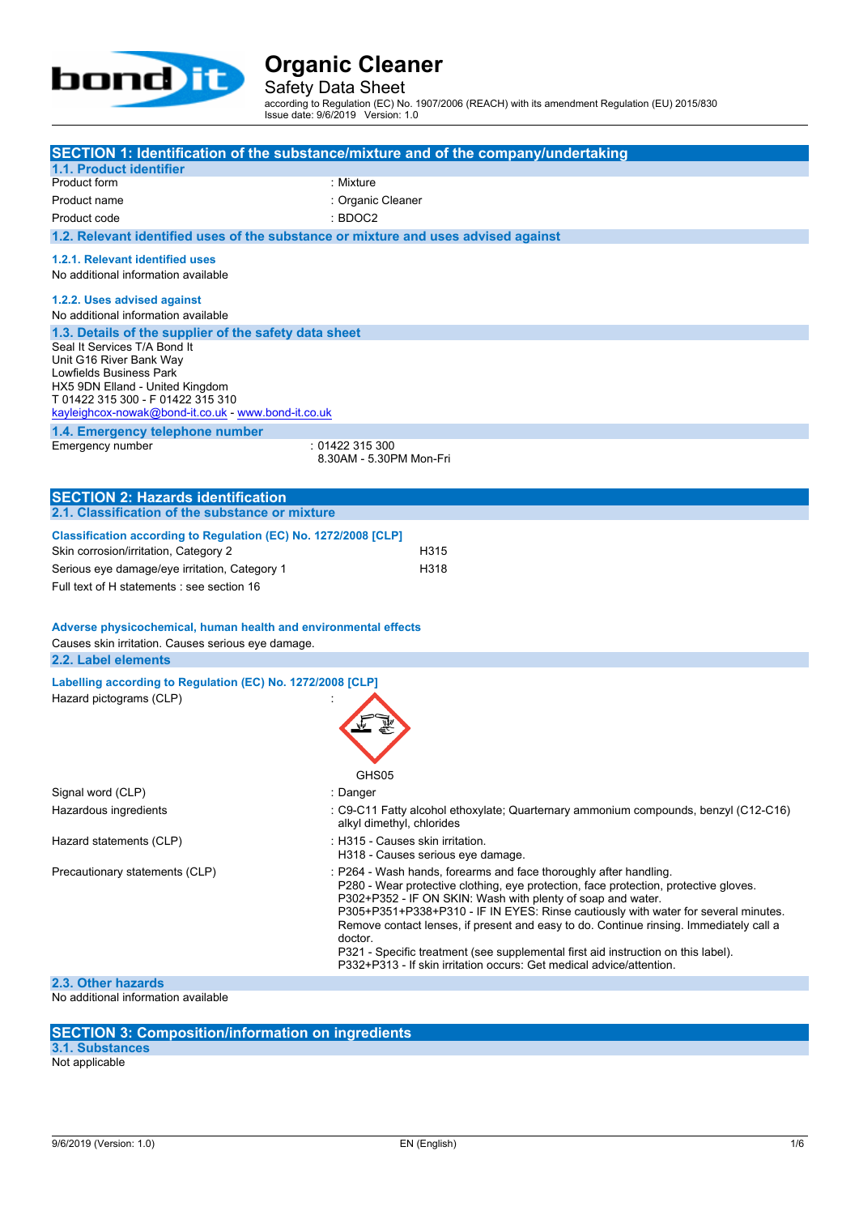# Organic Cleaner

Safety Data Sheet

according to Regulation (EC) No. 1907/2006 (REACH) with its amendment Regulation (EU) 2015/830
Issue date: 9/6/2019 Version: 1.0

## SECTION 1: Identification of the substance/mixture and of the company/undertaking

### 1.1. Product identifier

| | |
|---|---|
| Product form | : Mixture |
| Product name | : Organic Cleaner |
| Product code | : BDOC2 |

### 1.2. Relevant identified uses of the substance or mixture and uses advised against

#### 1.2.1. Relevant identified uses

No additional information available

#### 1.2.2. Uses advised against

No additional information available

### 1.3. Details of the supplier of the safety data sheet

Seal It Services T/A Bond It
Unit G16 River Bank Way
Lowfields Business Park
HX5 9DN Elland - United Kingdom
T 01422 315 300 - F 01422 315 310
kayleighcox-nowak@bond-it.co.uk - www.bond-it.co.uk

### 1.4. Emergency telephone number

| | |
|---|---|
| Emergency number | : 01422 315 300<br>8.30AM - 5.30PM Mon-Fri |

## SECTION 2: Hazards identification

### 2.1. Classification of the substance or mixture

**Classification according to Regulation (EC) No. 1272/2008 [CLP]**

| | |
|---|---|
| Skin corrosion/irritation, Category 2 | H315 |
| Serious eye damage/eye irritation, Category 1 | H318 |

Full text of H statements : see section 16

**Adverse physicochemical, human health and environmental effects**

Causes skin irritation. Causes serious eye damage.

### 2.2. Label elements

**Labelling according to Regulation (EC) No. 1272/2008 [CLP]**

| | |
|---|---|
| Hazard pictograms (CLP) | : GHS05 |
| Signal word (CLP) | : Danger |
| Hazardous ingredients | : C9-C11 Fatty alcohol ethoxylate; Quarternary ammonium compounds, benzyl (C12-C16) alkyl dimethyl, chlorides |
| Hazard statements (CLP) | : H315 - Causes skin irritation.<br>H318 - Causes serious eye damage. |
| Precautionary statements (CLP) | : P264 - Wash hands, forearms and face thoroughly after handling.<br>P280 - Wear protective clothing, eye protection, face protection, protective gloves.<br>P302+P352 - IF ON SKIN: Wash with plenty of soap and water.<br>P305+P351+P338+P310 - IF IN EYES: Rinse cautiously with water for several minutes. Remove contact lenses, if present and easy to do. Continue rinsing. Immediately call a doctor.<br>P321 - Specific treatment (see supplemental first aid instruction on this label).<br>P332+P313 - If skin irritation occurs: Get medical advice/attention. |

### 2.3. Other hazards

No additional information available

## SECTION 3: Composition/information on ingredients

### 3.1. Substances

Not applicable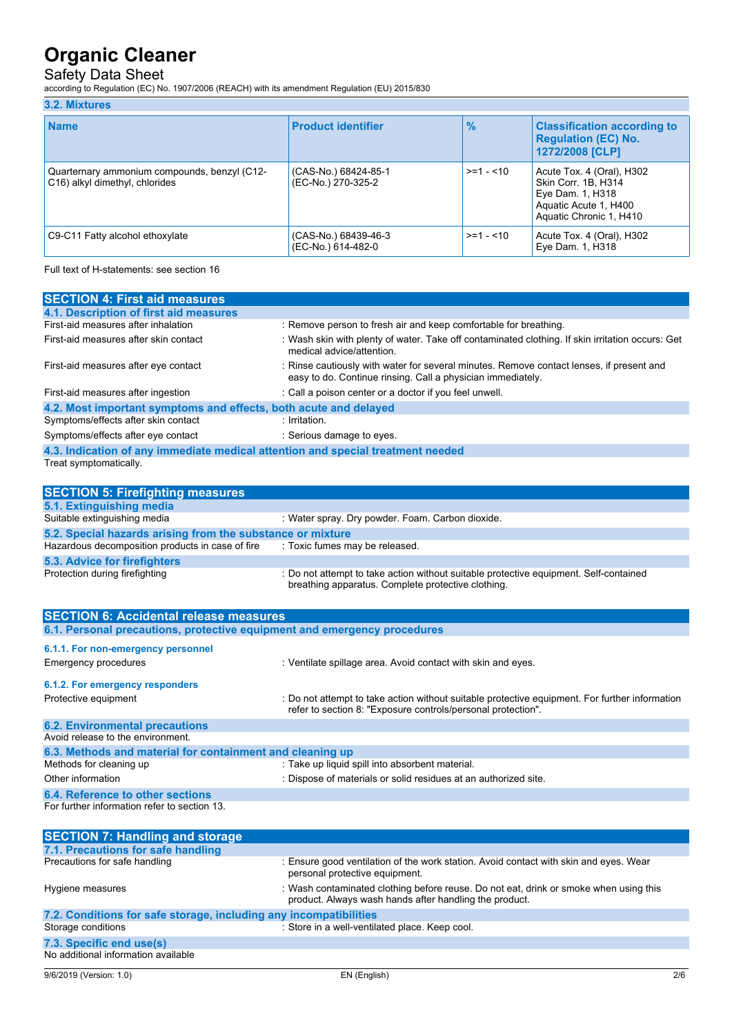### 3.2. Mixtures

| Name | Product identifier | % | Classification according to Regulation (EC) No. 1272/2008 [CLP] |
|---|---|---|---|
| Quarternary ammonium compounds, benzyl (C12-C16) alkyl dimethyl, chlorides | (CAS-No.) 68424-85-1<br>(EC-No.) 270-325-2 | >=1 - <10 | Acute Tox. 4 (Oral), H302<br>Skin Corr. 1B, H314<br>Eye Dam. 1, H318<br>Aquatic Acute 1, H400<br>Aquatic Chronic 1, H410 |
| C9-C11 Fatty alcohol ethoxylate | (CAS-No.) 68439-46-3<br>(EC-No.) 614-482-0 | >=1 - <10 | Acute Tox. 4 (Oral), H302<br>Eye Dam. 1, H318 |

Full text of H-statements: see section 16

## SECTION 4: First aid measures

### 4.1. Description of first aid measures

First-aid measures after inhalation : Remove person to fresh air and keep comfortable for breathing.

First-aid measures after skin contact : Wash skin with plenty of water. Take off contaminated clothing. If skin irritation occurs: Get medical advice/attention.

First-aid measures after eye contact : Rinse cautiously with water for several minutes. Remove contact lenses, if present and easy to do. Continue rinsing. Call a physician immediately.

First-aid measures after ingestion : Call a poison center or a doctor if you feel unwell.

### 4.2. Most important symptoms and effects, both acute and delayed

Symptoms/effects after skin contact : Irritation.

Symptoms/effects after eye contact : Serious damage to eyes.

### 4.3. Indication of any immediate medical attention and special treatment needed

Treat symptomatically.

## SECTION 5: Firefighting measures

### 5.1. Extinguishing media

Suitable extinguishing media : Water spray. Dry powder. Foam. Carbon dioxide.

### 5.2. Special hazards arising from the substance or mixture

Hazardous decomposition products in case of fire : Toxic fumes may be released.

### 5.3. Advice for firefighters

Protection during firefighting : Do not attempt to take action without suitable protective equipment. Self-contained breathing apparatus. Complete protective clothing.

## SECTION 6: Accidental release measures

### 6.1. Personal precautions, protective equipment and emergency procedures

#### 6.1.1. For non-emergency personnel

Emergency procedures : Ventilate spillage area. Avoid contact with skin and eyes.

#### 6.1.2. For emergency responders

Protective equipment : Do not attempt to take action without suitable protective equipment. For further information refer to section 8: "Exposure controls/personal protection".

### 6.2. Environmental precautions

Avoid release to the environment.

### 6.3. Methods and material for containment and cleaning up

Methods for cleaning up : Take up liquid spill into absorbent material.

Other information : Dispose of materials or solid residues at an authorized site.

### 6.4. Reference to other sections

For further information refer to section 13.

## SECTION 7: Handling and storage

### 7.1. Precautions for safe handling

Precautions for safe handling : Ensure good ventilation of the work station. Avoid contact with skin and eyes. Wear personal protective equipment.

Hygiene measures : Wash contaminated clothing before reuse. Do not eat, drink or smoke when using this product. Always wash hands after handling the product.

### 7.2. Conditions for safe storage, including any incompatibilities

Storage conditions : Store in a well-ventilated place. Keep cool.

### 7.3. Specific end use(s)

No additional information available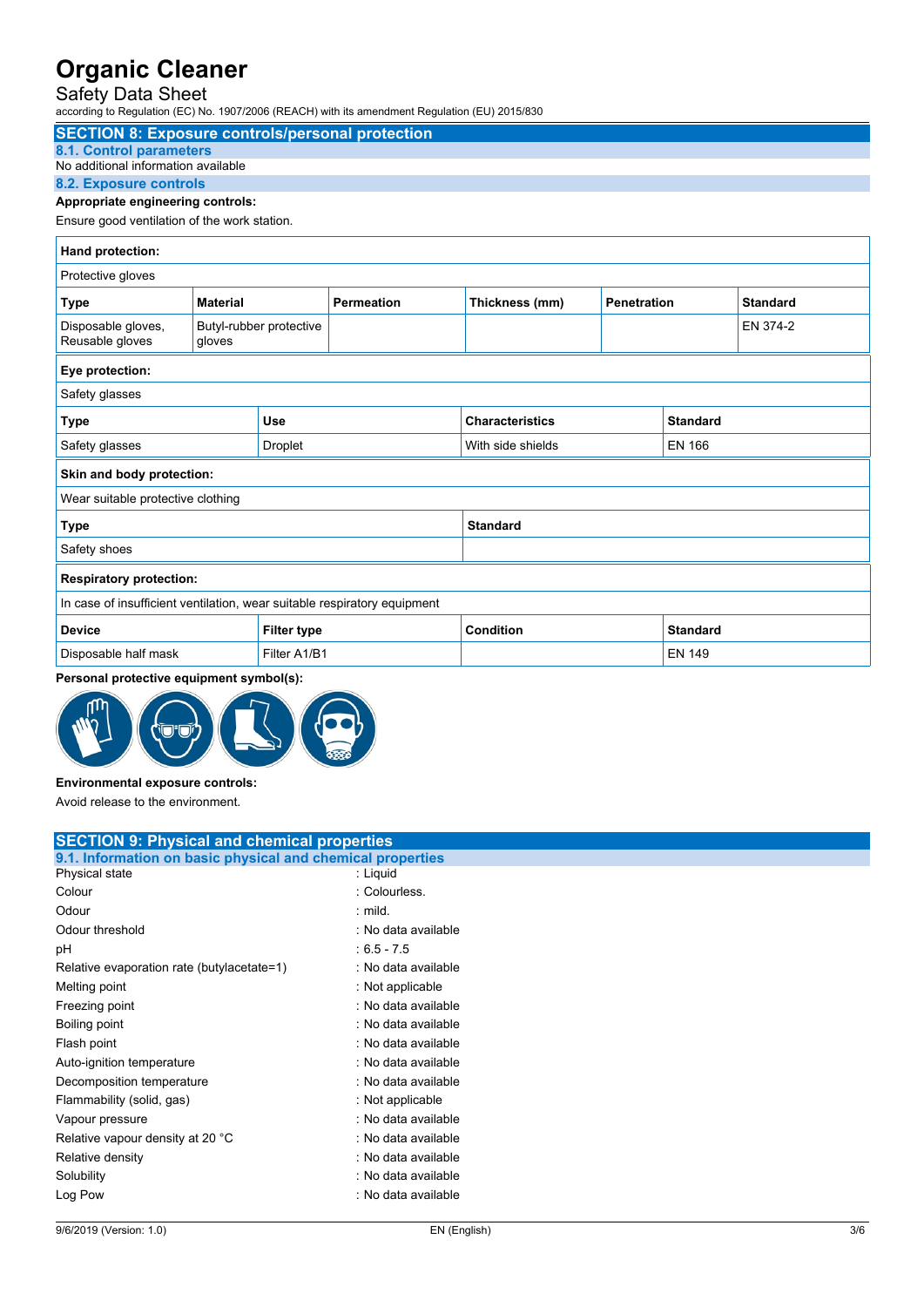## SECTION 8: Exposure controls/personal protection

### 8.1. Control parameters

No additional information available

### 8.2. Exposure controls

**Appropriate engineering controls:**

Ensure good ventilation of the work station.

**Hand protection:**

Protective gloves

| Type | Material | Permeation | Thickness (mm) | Penetration | Standard |
|---|---|---|---|---|---|
| Disposable gloves, Reusable gloves | Butyl-rubber protective gloves | | | | EN 374-2 |

**Eye protection:**

Safety glasses

| Type | Use | Characteristics | Standard |
|---|---|---|---|
| Safety glasses | Droplet | With side shields | EN 166 |

**Skin and body protection:**

Wear suitable protective clothing

| Type | Standard |
|---|---|
| Safety shoes | |

**Respiratory protection:**

In case of insufficient ventilation, wear suitable respiratory equipment

| Device | Filter type | Condition | Standard |
|---|---|---|---|
| Disposable half mask | Filter A1/B1 | | EN 149 |

**Personal protective equipment symbol(s):**

**Environmental exposure controls:**

Avoid release to the environment.

## SECTION 9: Physical and chemical properties

### 9.1. Information on basic physical and chemical properties

| | |
|---|---|
| Physical state | : Liquid |
| Colour | : Colourless. |
| Odour | : mild. |
| Odour threshold | : No data available |
| pH | : 6.5 - 7.5 |
| Relative evaporation rate (butylacetate=1) | : No data available |
| Melting point | : Not applicable |
| Freezing point | : No data available |
| Boiling point | : No data available |
| Flash point | : No data available |
| Auto-ignition temperature | : No data available |
| Decomposition temperature | : No data available |
| Flammability (solid, gas) | : Not applicable |
| Vapour pressure | : No data available |
| Relative vapour density at 20 °C | : No data available |
| Relative density | : No data available |
| Solubility | : No data available |
| Log Pow | : No data available |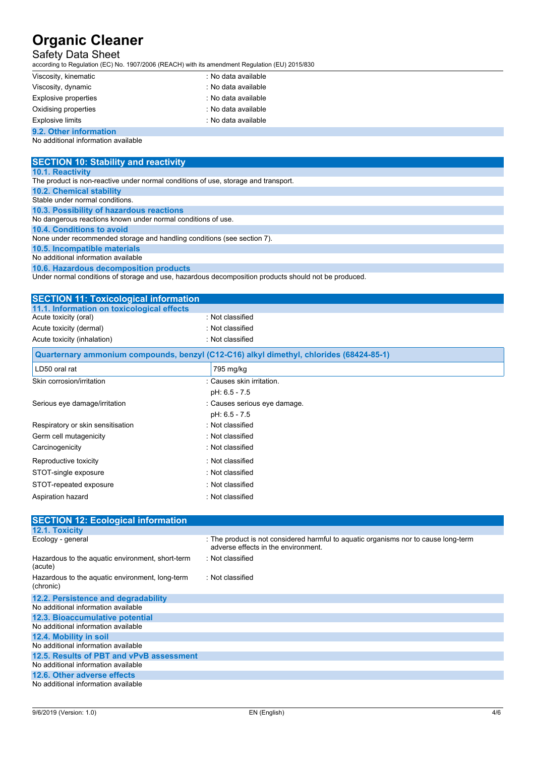| | |
|---|---|
| Viscosity, kinematic | : No data available |
| Viscosity, dynamic | : No data available |
| Explosive properties | : No data available |
| Oxidising properties | : No data available |
| Explosive limits | : No data available |

### 9.2. Other information

No additional information available

## SECTION 10: Stability and reactivity

### 10.1. Reactivity

The product is non-reactive under normal conditions of use, storage and transport.

### 10.2. Chemical stability

Stable under normal conditions.

### 10.3. Possibility of hazardous reactions

No dangerous reactions known under normal conditions of use.

### 10.4. Conditions to avoid

None under recommended storage and handling conditions (see section 7).

### 10.5. Incompatible materials

No additional information available

### 10.6. Hazardous decomposition products

Under normal conditions of storage and use, hazardous decomposition products should not be produced.

## SECTION 11: Toxicological information

### 11.1. Information on toxicological effects

| | |
|---|---|
| Acute toxicity (oral) | : Not classified |
| Acute toxicity (dermal) | : Not classified |
| Acute toxicity (inhalation) | : Not classified |

| Quarternary ammonium compounds, benzyl (C12-C16) alkyl dimethyl, chlorides (68424-85-1) | |
|---|---|
| LD50 oral rat | 795 mg/kg |

| | |
|---|---|
| Skin corrosion/irritation | : Causes skin irritation. |
| | pH: 6.5 - 7.5 |
| Serious eye damage/irritation | : Causes serious eye damage. |
| | pH: 6.5 - 7.5 |
| Respiratory or skin sensitisation | : Not classified |
| Germ cell mutagenicity | : Not classified |
| Carcinogenicity | : Not classified |
| Reproductive toxicity | : Not classified |
| STOT-single exposure | : Not classified |
| STOT-repeated exposure | : Not classified |
| Aspiration hazard | : Not classified |

## SECTION 12: Ecological information

### 12.1. Toxicity

| | |
|---|---|
| Ecology - general | : The product is not considered harmful to aquatic organisms nor to cause long-term adverse effects in the environment. |
| Hazardous to the aquatic environment, short-term (acute) | : Not classified |
| Hazardous to the aquatic environment, long-term (chronic) | : Not classified |

### 12.2. Persistence and degradability

No additional information available

### 12.3. Bioaccumulative potential

No additional information available

### 12.4. Mobility in soil

No additional information available

### 12.5. Results of PBT and vPvB assessment

No additional information available

### 12.6. Other adverse effects

No additional information available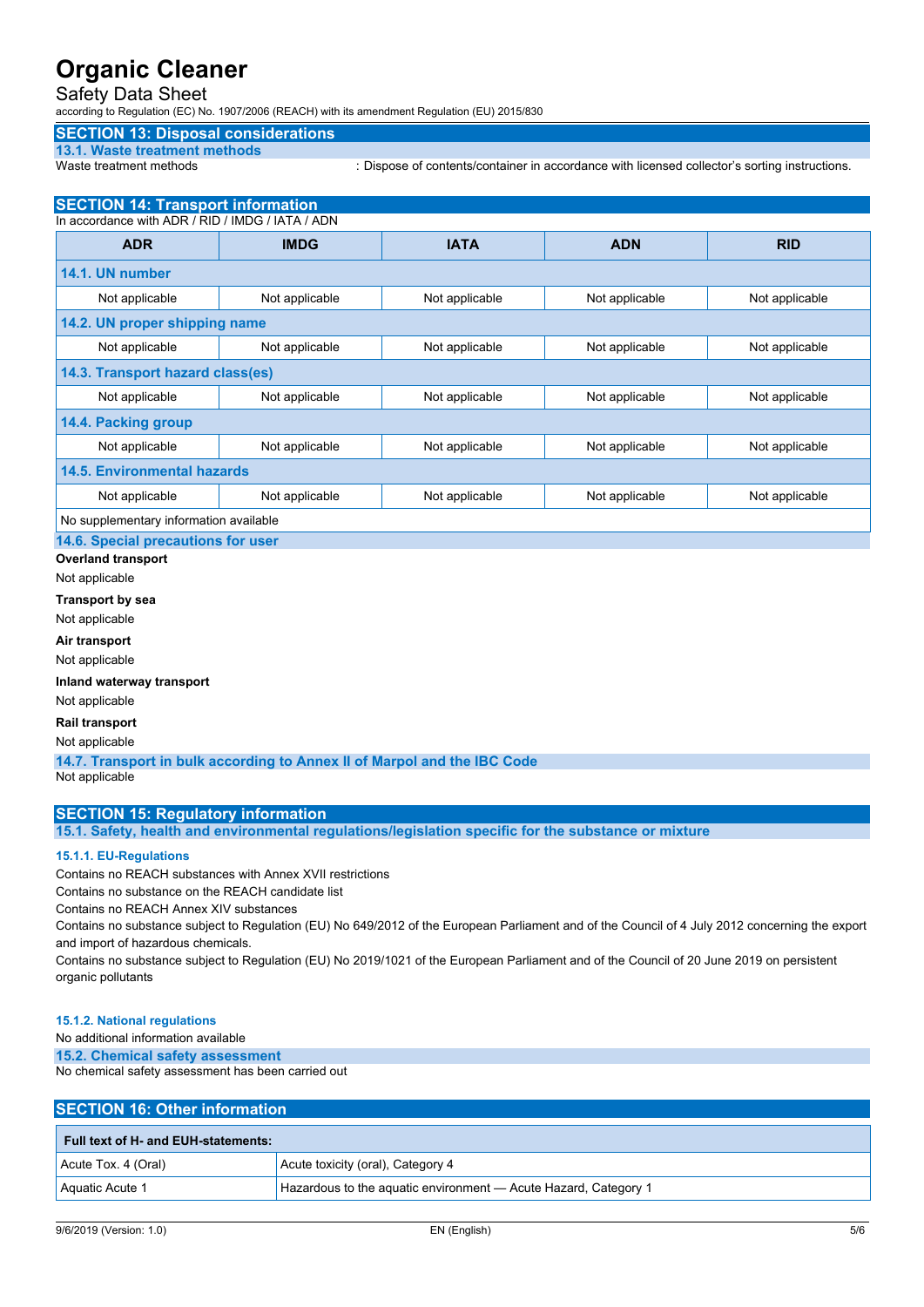## SECTION 13: Disposal considerations

### 13.1. Waste treatment methods

Waste treatment methods : Dispose of contents/container in accordance with licensed collector's sorting instructions.

## SECTION 14: Transport information

In accordance with ADR / RID / IMDG / IATA / ADN

| ADR | IMDG | IATA | ADN | RID |
|---|---|---|---|---|
| **14.1. UN number** | | | | |
| Not applicable | Not applicable | Not applicable | Not applicable | Not applicable |
| **14.2. UN proper shipping name** | | | | |
| Not applicable | Not applicable | Not applicable | Not applicable | Not applicable |
| **14.3. Transport hazard class(es)** | | | | |
| Not applicable | Not applicable | Not applicable | Not applicable | Not applicable |
| **14.4. Packing group** | | | | |
| Not applicable | Not applicable | Not applicable | Not applicable | Not applicable |
| **14.5. Environmental hazards** | | | | |
| Not applicable | Not applicable | Not applicable | Not applicable | Not applicable |
| No supplementary information available | | | | |

### 14.6. Special precautions for user

**Overland transport**

Not applicable

**Transport by sea**

Not applicable

**Air transport**

Not applicable

**Inland waterway transport**

Not applicable

**Rail transport**

Not applicable

### 14.7. Transport in bulk according to Annex II of Marpol and the IBC Code

Not applicable

## SECTION 15: Regulatory information

### 15.1. Safety, health and environmental regulations/legislation specific for the substance or mixture

#### 15.1.1. EU-Regulations

Contains no REACH substances with Annex XVII restrictions

Contains no substance on the REACH candidate list

Contains no REACH Annex XIV substances

Contains no substance subject to Regulation (EU) No 649/2012 of the European Parliament and of the Council of 4 July 2012 concerning the export and import of hazardous chemicals.

Contains no substance subject to Regulation (EU) No 2019/1021 of the European Parliament and of the Council of 20 June 2019 on persistent organic pollutants

#### 15.1.2. National regulations

No additional information available

### 15.2. Chemical safety assessment

No chemical safety assessment has been carried out

## SECTION 16: Other information

| Full text of H- and EUH-statements: | |
|---|---|
| Acute Tox. 4 (Oral) | Acute toxicity (oral), Category 4 |
| Aquatic Acute 1 | Hazardous to the aquatic environment — Acute Hazard, Category 1 |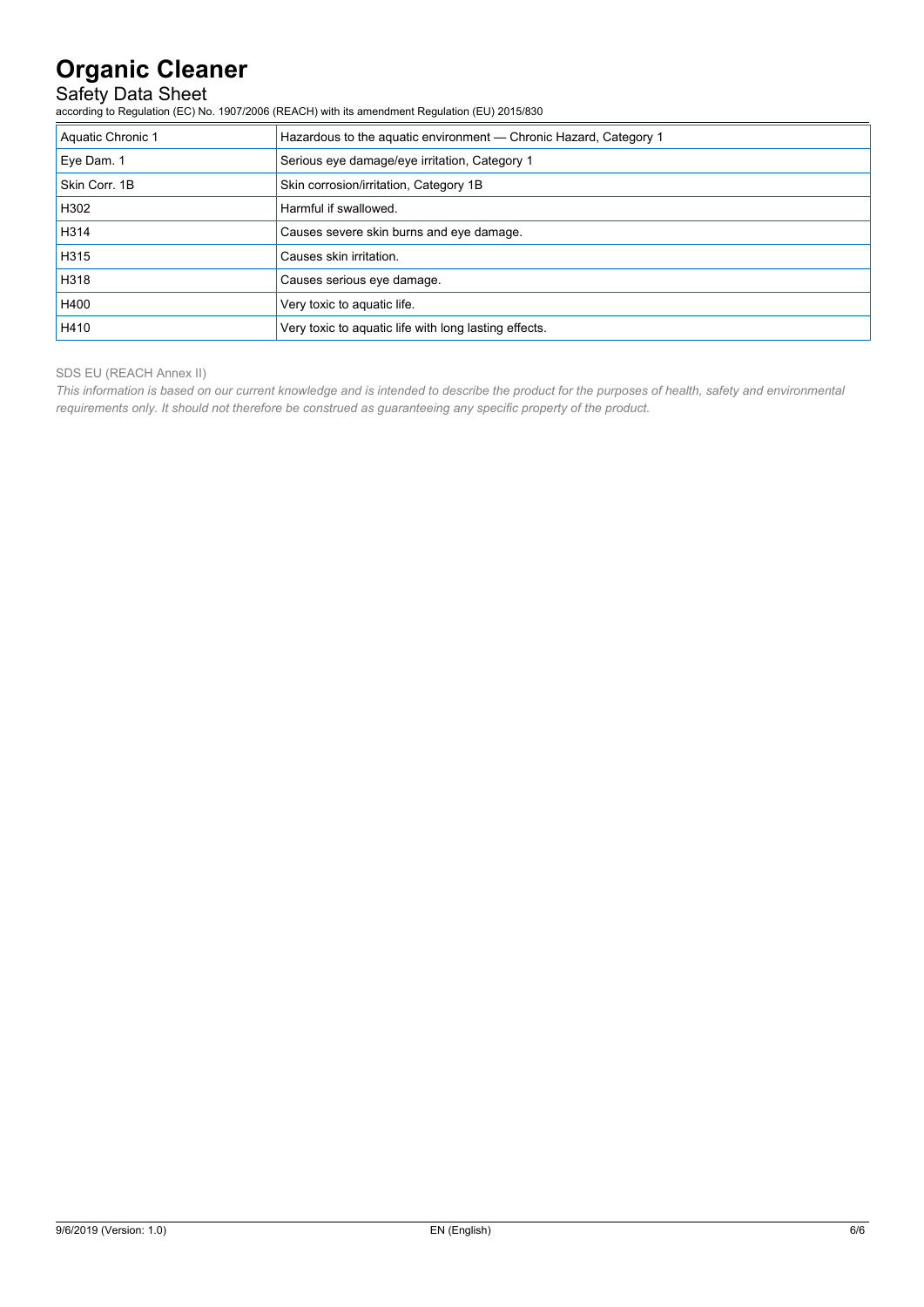| | |
|---|---|
| Aquatic Chronic 1 | Hazardous to the aquatic environment — Chronic Hazard, Category 1 |
| Eye Dam. 1 | Serious eye damage/eye irritation, Category 1 |
| Skin Corr. 1B | Skin corrosion/irritation, Category 1B |
| H302 | Harmful if swallowed. |
| H314 | Causes severe skin burns and eye damage. |
| H315 | Causes skin irritation. |
| H318 | Causes serious eye damage. |
| H400 | Very toxic to aquatic life. |
| H410 | Very toxic to aquatic life with long lasting effects. |

SDS EU (REACH Annex II)

*This information is based on our current knowledge and is intended to describe the product for the purposes of health, safety and environmental requirements only. It should not therefore be construed as guaranteeing any specific property of the product.*